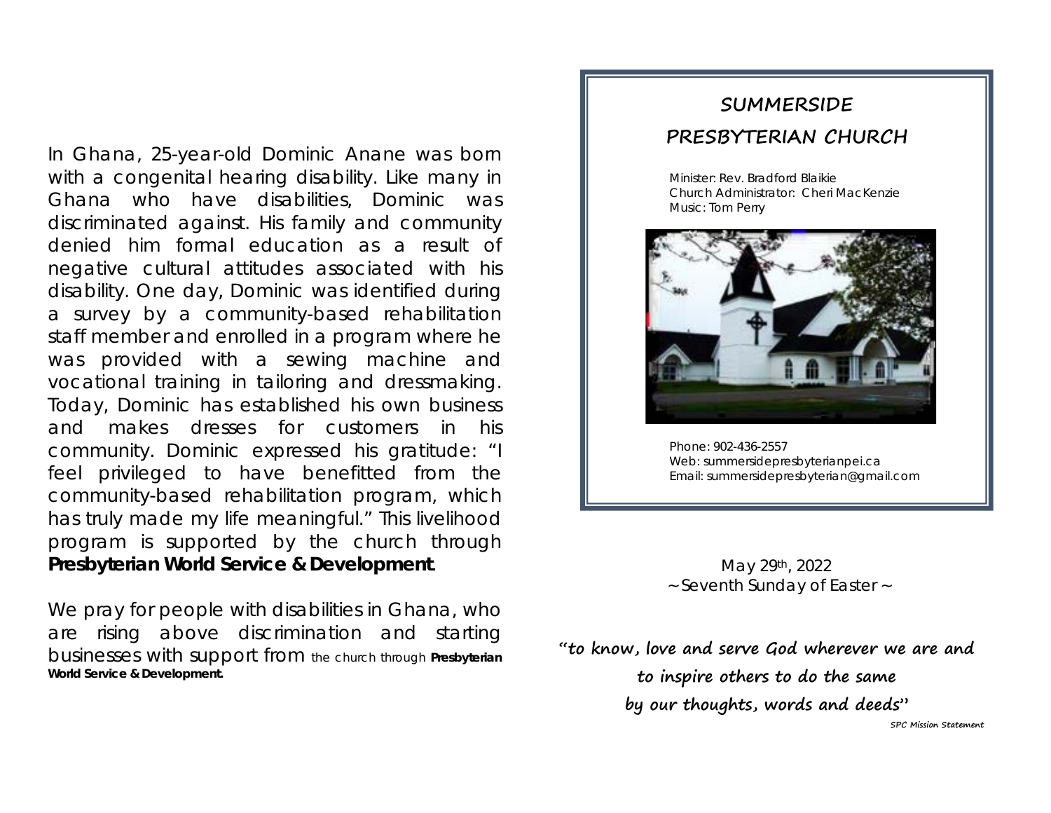In Ghana, 25-year-old Dominic Anane was born with a congenital hearing disability. Like many in Ghana who have disabilities, Dominic was discriminated against. His family and community denied him formal education as a result of negative cultural attitudes associated with his disability. One day, Dominic was identified during a survey by a community-based rehabilitation staff member and enrolled in a program where he was provided with a sewing machine and vocational training in tailoring and dressmaking. Today, Dominic has established his own business and makes dresses for customers in his community. Dominic expressed his gratitude: "I feel privileged to have benefitted from the community-based rehabilitation program, which has truly made my life meaningful." This livelihood program is supported by the church through **Presbyterian World Service & Development**.

We pray for people with disabilities in Ghana, who are rising above discrimination and starting businesses with support from the church through **Presbyterian World Service & Development.**

# SUMMERSIDE PRESBYTERIAN CHURCH

Minister: Rev. Bradford Blaikie
Church Administrator: Cheri MacKenzie
Music: Tom Perry

Phone: 902-436-2557
Web: summersidepresbyterianpei.ca
Email: summersidepresbyterian@gmail.com

May 29th, 2022
~ Seventh Sunday of Easter ~

**"to know, love and serve God wherever we are and to inspire others to do the same by our thoughts, words and deeds"**

*SPC Mission Statement*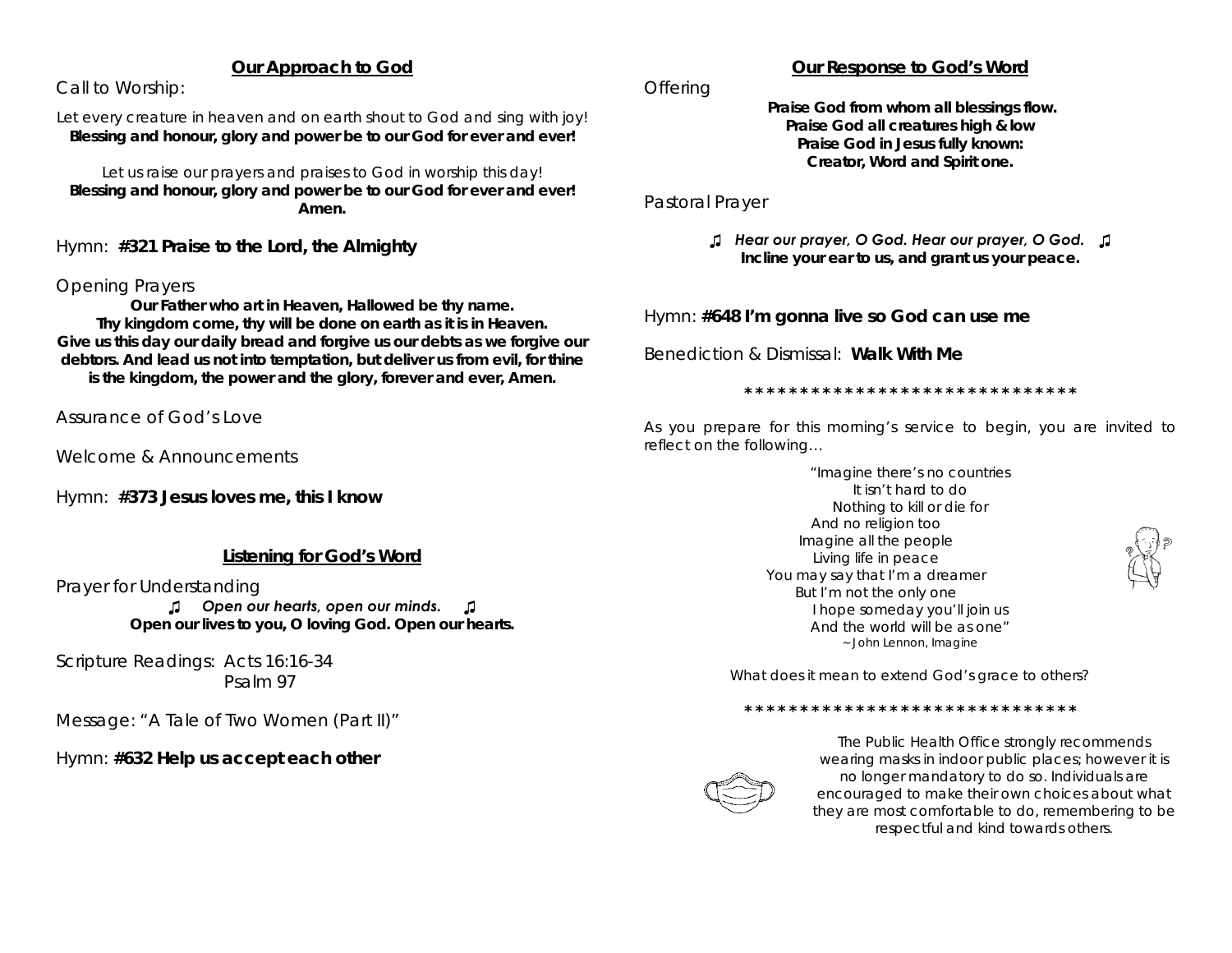## Our Approach to God

Call to Worship:

Let every creature in heaven and on earth shout to God and sing with joy!
**Blessing and honour, glory and power be to our God for ever and ever!**

Let us raise our prayers and praises to God in worship this day!
**Blessing and honour, glory and power be to our God for ever and ever! Amen.**

Hymn: **#321 Praise to the Lord, the Almighty**

Opening Prayers

**Our Father who art in Heaven, Hallowed be thy name. Thy kingdom come, thy will be done on earth as it is in Heaven. Give us this day our daily bread and forgive us our debts as we forgive our debtors. And lead us not into temptation, but deliver us from evil, for thine is the kingdom, the power and the glory, forever and ever, Amen.**

Assurance of God's Love

Welcome & Announcements

Hymn: **#373 Jesus loves me, this I know**

## Listening for God's Word

Prayer for Understanding

♫ ***Open our hearts, open our minds.*** ♫
**Open our lives to you, O loving God. Open our hearts.**

Scripture Readings: Acts 16:16-34
Psalm 97

Message: "A Tale of Two Women (Part II)"

Hymn: **#632 Help us accept each other**

## Our Response to God's Word

Offering

**Praise God from whom all blessings flow.
Praise God all creatures high & low
Praise God in Jesus fully known:
Creator, Word and Spirit one.**

Pastoral Prayer

♫ ***Hear our prayer, O God. Hear our prayer, O God.*** ♫
**Incline your ear to us, and grant us your peace.**

Hymn: **#648 I'm gonna live so God can use me**

Benediction & Dismissal: **Walk With Me**

******************************

As you prepare for this morning's service to begin, you are invited to reflect on the following…

"Imagine there's no countries
It isn't hard to do
Nothing to kill or die for
And no religion too
Imagine all the people
Living life in peace
You may say that I'm a dreamer
But I'm not the only one
I hope someday you'll join us
And the world will be as one"
~ John Lennon, Imagine

What does it mean to extend God's grace to others?

******************************

The Public Health Office strongly recommends wearing masks in indoor public places; however it is no longer mandatory to do so. Individuals are encouraged to make their own choices about what they are most comfortable to do, remembering to be respectful and kind towards others.